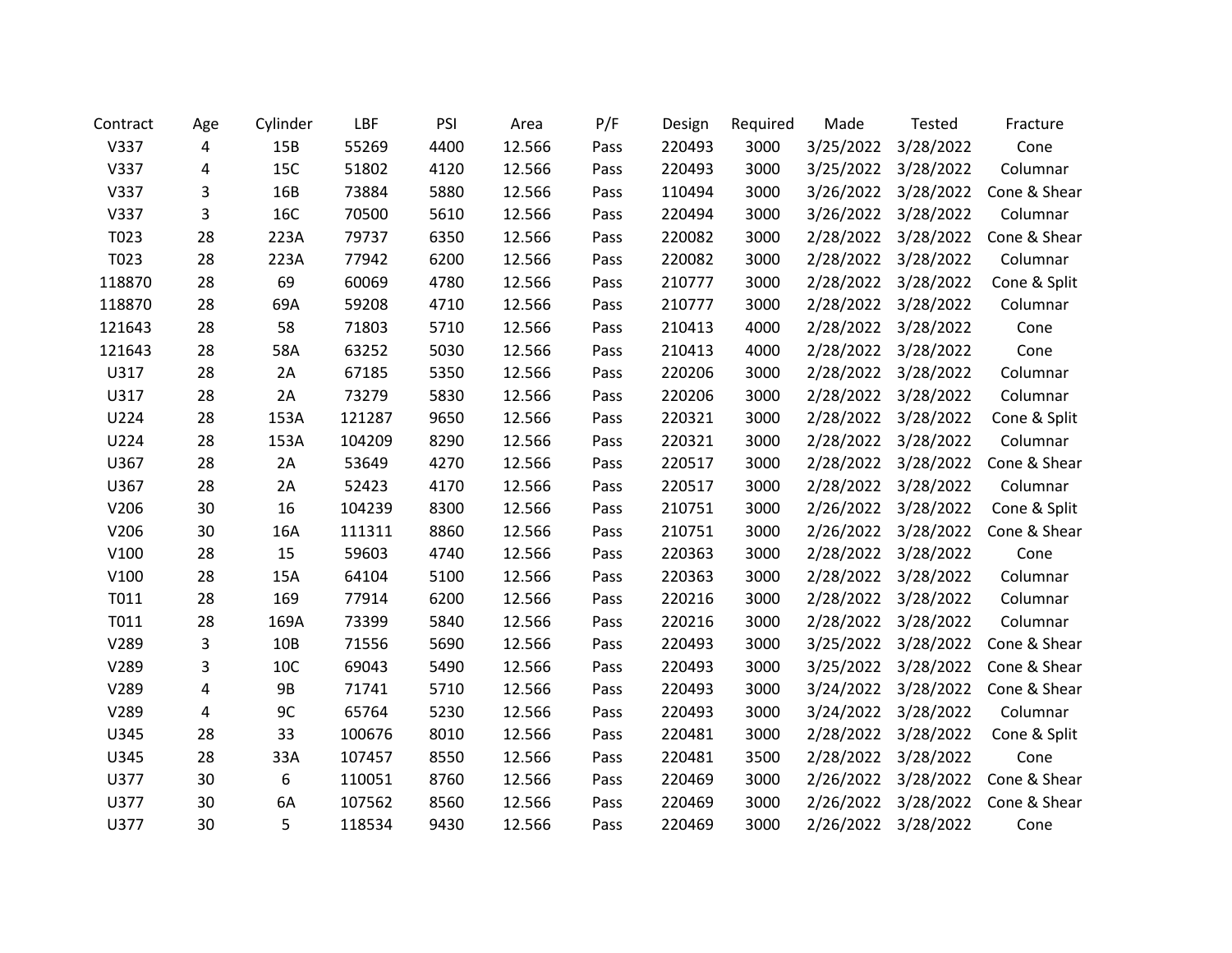| Contract | Age | Cylinder | LBF | PSI | Area | P/F | Design | Required | Made | Tested | Fracture |
|---|---|---|---|---|---|---|---|---|---|---|---|
| V337 | 4 | 15B | 55269 | 4400 | 12.566 | Pass | 220493 | 3000 | 3/25/2022 | 3/28/2022 | Cone |
| V337 | 4 | 15C | 51802 | 4120 | 12.566 | Pass | 220493 | 3000 | 3/25/2022 | 3/28/2022 | Columnar |
| V337 | 3 | 16B | 73884 | 5880 | 12.566 | Pass | 110494 | 3000 | 3/26/2022 | 3/28/2022 | Cone & Shear |
| V337 | 3 | 16C | 70500 | 5610 | 12.566 | Pass | 220494 | 3000 | 3/26/2022 | 3/28/2022 | Columnar |
| T023 | 28 | 223A | 79737 | 6350 | 12.566 | Pass | 220082 | 3000 | 2/28/2022 | 3/28/2022 | Cone & Shear |
| T023 | 28 | 223A | 77942 | 6200 | 12.566 | Pass | 220082 | 3000 | 2/28/2022 | 3/28/2022 | Columnar |
| 118870 | 28 | 69 | 60069 | 4780 | 12.566 | Pass | 210777 | 3000 | 2/28/2022 | 3/28/2022 | Cone & Split |
| 118870 | 28 | 69A | 59208 | 4710 | 12.566 | Pass | 210777 | 3000 | 2/28/2022 | 3/28/2022 | Columnar |
| 121643 | 28 | 58 | 71803 | 5710 | 12.566 | Pass | 210413 | 4000 | 2/28/2022 | 3/28/2022 | Cone |
| 121643 | 28 | 58A | 63252 | 5030 | 12.566 | Pass | 210413 | 4000 | 2/28/2022 | 3/28/2022 | Cone |
| U317 | 28 | 2A | 67185 | 5350 | 12.566 | Pass | 220206 | 3000 | 2/28/2022 | 3/28/2022 | Columnar |
| U317 | 28 | 2A | 73279 | 5830 | 12.566 | Pass | 220206 | 3000 | 2/28/2022 | 3/28/2022 | Columnar |
| U224 | 28 | 153A | 121287 | 9650 | 12.566 | Pass | 220321 | 3000 | 2/28/2022 | 3/28/2022 | Cone & Split |
| U224 | 28 | 153A | 104209 | 8290 | 12.566 | Pass | 220321 | 3000 | 2/28/2022 | 3/28/2022 | Columnar |
| U367 | 28 | 2A | 53649 | 4270 | 12.566 | Pass | 220517 | 3000 | 2/28/2022 | 3/28/2022 | Cone & Shear |
| U367 | 28 | 2A | 52423 | 4170 | 12.566 | Pass | 220517 | 3000 | 2/28/2022 | 3/28/2022 | Columnar |
| V206 | 30 | 16 | 104239 | 8300 | 12.566 | Pass | 210751 | 3000 | 2/26/2022 | 3/28/2022 | Cone & Split |
| V206 | 30 | 16A | 111311 | 8860 | 12.566 | Pass | 210751 | 3000 | 2/26/2022 | 3/28/2022 | Cone & Shear |
| V100 | 28 | 15 | 59603 | 4740 | 12.566 | Pass | 220363 | 3000 | 2/28/2022 | 3/28/2022 | Cone |
| V100 | 28 | 15A | 64104 | 5100 | 12.566 | Pass | 220363 | 3000 | 2/28/2022 | 3/28/2022 | Columnar |
| T011 | 28 | 169 | 77914 | 6200 | 12.566 | Pass | 220216 | 3000 | 2/28/2022 | 3/28/2022 | Columnar |
| T011 | 28 | 169A | 73399 | 5840 | 12.566 | Pass | 220216 | 3000 | 2/28/2022 | 3/28/2022 | Columnar |
| V289 | 3 | 10B | 71556 | 5690 | 12.566 | Pass | 220493 | 3000 | 3/25/2022 | 3/28/2022 | Cone & Shear |
| V289 | 3 | 10C | 69043 | 5490 | 12.566 | Pass | 220493 | 3000 | 3/25/2022 | 3/28/2022 | Cone & Shear |
| V289 | 4 | 9B | 71741 | 5710 | 12.566 | Pass | 220493 | 3000 | 3/24/2022 | 3/28/2022 | Cone & Shear |
| V289 | 4 | 9C | 65764 | 5230 | 12.566 | Pass | 220493 | 3000 | 3/24/2022 | 3/28/2022 | Columnar |
| U345 | 28 | 33 | 100676 | 8010 | 12.566 | Pass | 220481 | 3000 | 2/28/2022 | 3/28/2022 | Cone & Split |
| U345 | 28 | 33A | 107457 | 8550 | 12.566 | Pass | 220481 | 3500 | 2/28/2022 | 3/28/2022 | Cone |
| U377 | 30 | 6 | 110051 | 8760 | 12.566 | Pass | 220469 | 3000 | 2/26/2022 | 3/28/2022 | Cone & Shear |
| U377 | 30 | 6A | 107562 | 8560 | 12.566 | Pass | 220469 | 3000 | 2/26/2022 | 3/28/2022 | Cone & Shear |
| U377 | 30 | 5 | 118534 | 9430 | 12.566 | Pass | 220469 | 3000 | 2/26/2022 | 3/28/2022 | Cone |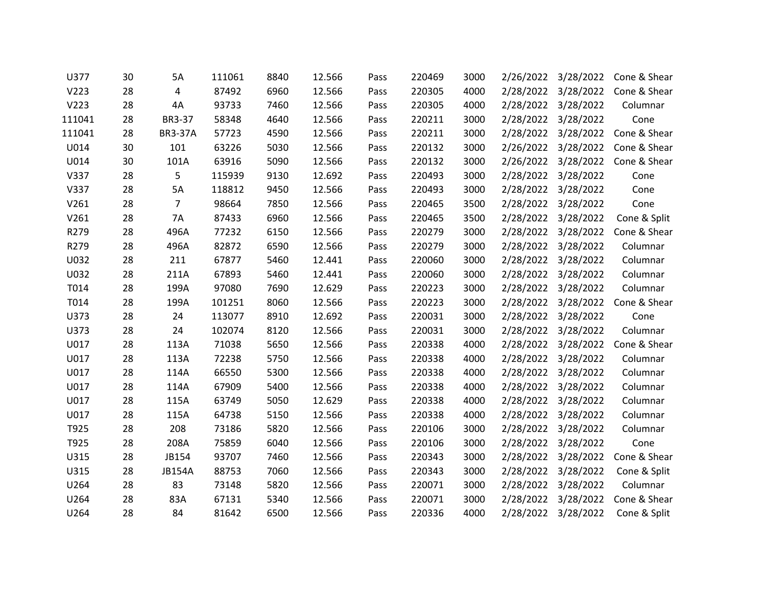| | | | | | | | | | | | |
|---|---|---|---|---|---|---|---|---|---|---|---|
| U377 | 30 | 5A | 111061 | 8840 | 12.566 | Pass | 220469 | 3000 | 2/26/2022 | 3/28/2022 | Cone & Shear |
| V223 | 28 | 4 | 87492 | 6960 | 12.566 | Pass | 220305 | 4000 | 2/28/2022 | 3/28/2022 | Cone & Shear |
| V223 | 28 | 4A | 93733 | 7460 | 12.566 | Pass | 220305 | 4000 | 2/28/2022 | 3/28/2022 | Columnar |
| 111041 | 28 | BR3-37 | 58348 | 4640 | 12.566 | Pass | 220211 | 3000 | 2/28/2022 | 3/28/2022 | Cone |
| 111041 | 28 | BR3-37A | 57723 | 4590 | 12.566 | Pass | 220211 | 3000 | 2/28/2022 | 3/28/2022 | Cone & Shear |
| U014 | 30 | 101 | 63226 | 5030 | 12.566 | Pass | 220132 | 3000 | 2/26/2022 | 3/28/2022 | Cone & Shear |
| U014 | 30 | 101A | 63916 | 5090 | 12.566 | Pass | 220132 | 3000 | 2/26/2022 | 3/28/2022 | Cone & Shear |
| V337 | 28 | 5 | 115939 | 9130 | 12.692 | Pass | 220493 | 3000 | 2/28/2022 | 3/28/2022 | Cone |
| V337 | 28 | 5A | 118812 | 9450 | 12.566 | Pass | 220493 | 3000 | 2/28/2022 | 3/28/2022 | Cone |
| V261 | 28 | 7 | 98664 | 7850 | 12.566 | Pass | 220465 | 3500 | 2/28/2022 | 3/28/2022 | Cone |
| V261 | 28 | 7A | 87433 | 6960 | 12.566 | Pass | 220465 | 3500 | 2/28/2022 | 3/28/2022 | Cone & Split |
| R279 | 28 | 496A | 77232 | 6150 | 12.566 | Pass | 220279 | 3000 | 2/28/2022 | 3/28/2022 | Cone & Shear |
| R279 | 28 | 496A | 82872 | 6590 | 12.566 | Pass | 220279 | 3000 | 2/28/2022 | 3/28/2022 | Columnar |
| U032 | 28 | 211 | 67877 | 5460 | 12.441 | Pass | 220060 | 3000 | 2/28/2022 | 3/28/2022 | Columnar |
| U032 | 28 | 211A | 67893 | 5460 | 12.441 | Pass | 220060 | 3000 | 2/28/2022 | 3/28/2022 | Columnar |
| T014 | 28 | 199A | 97080 | 7690 | 12.629 | Pass | 220223 | 3000 | 2/28/2022 | 3/28/2022 | Columnar |
| T014 | 28 | 199A | 101251 | 8060 | 12.566 | Pass | 220223 | 3000 | 2/28/2022 | 3/28/2022 | Cone & Shear |
| U373 | 28 | 24 | 113077 | 8910 | 12.692 | Pass | 220031 | 3000 | 2/28/2022 | 3/28/2022 | Cone |
| U373 | 28 | 24 | 102074 | 8120 | 12.566 | Pass | 220031 | 3000 | 2/28/2022 | 3/28/2022 | Columnar |
| U017 | 28 | 113A | 71038 | 5650 | 12.566 | Pass | 220338 | 4000 | 2/28/2022 | 3/28/2022 | Cone & Shear |
| U017 | 28 | 113A | 72238 | 5750 | 12.566 | Pass | 220338 | 4000 | 2/28/2022 | 3/28/2022 | Columnar |
| U017 | 28 | 114A | 66550 | 5300 | 12.566 | Pass | 220338 | 4000 | 2/28/2022 | 3/28/2022 | Columnar |
| U017 | 28 | 114A | 67909 | 5400 | 12.566 | Pass | 220338 | 4000 | 2/28/2022 | 3/28/2022 | Columnar |
| U017 | 28 | 115A | 63749 | 5050 | 12.629 | Pass | 220338 | 4000 | 2/28/2022 | 3/28/2022 | Columnar |
| U017 | 28 | 115A | 64738 | 5150 | 12.566 | Pass | 220338 | 4000 | 2/28/2022 | 3/28/2022 | Columnar |
| T925 | 28 | 208 | 73186 | 5820 | 12.566 | Pass | 220106 | 3000 | 2/28/2022 | 3/28/2022 | Columnar |
| T925 | 28 | 208A | 75859 | 6040 | 12.566 | Pass | 220106 | 3000 | 2/28/2022 | 3/28/2022 | Cone |
| U315 | 28 | JB154 | 93707 | 7460 | 12.566 | Pass | 220343 | 3000 | 2/28/2022 | 3/28/2022 | Cone & Shear |
| U315 | 28 | JB154A | 88753 | 7060 | 12.566 | Pass | 220343 | 3000 | 2/28/2022 | 3/28/2022 | Cone & Split |
| U264 | 28 | 83 | 73148 | 5820 | 12.566 | Pass | 220071 | 3000 | 2/28/2022 | 3/28/2022 | Columnar |
| U264 | 28 | 83A | 67131 | 5340 | 12.566 | Pass | 220071 | 3000 | 2/28/2022 | 3/28/2022 | Cone & Shear |
| U264 | 28 | 84 | 81642 | 6500 | 12.566 | Pass | 220336 | 4000 | 2/28/2022 | 3/28/2022 | Cone & Split |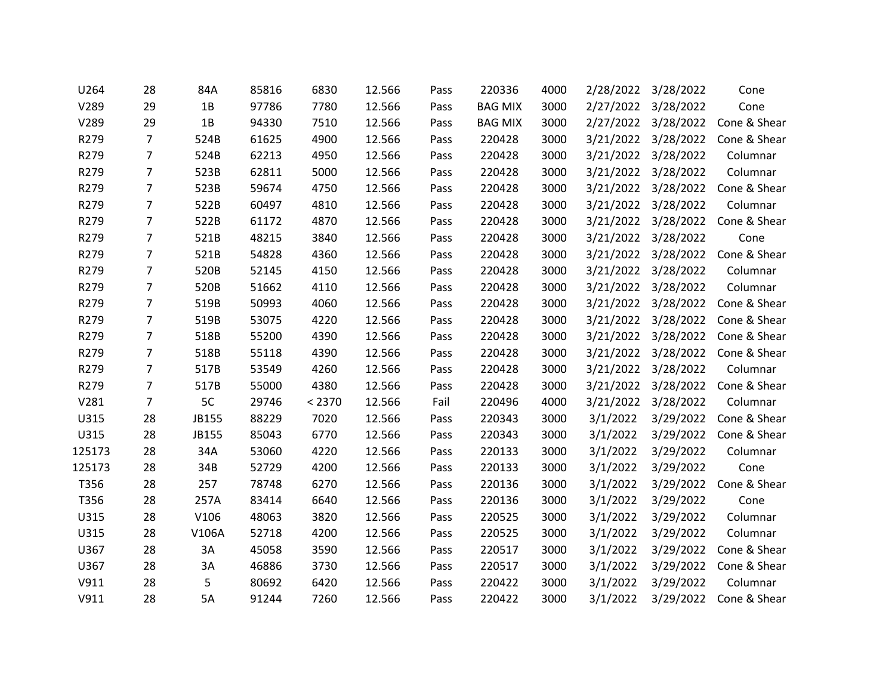| | | | | | | | | | | | |
|---|---|---|---|---|---|---|---|---|---|---|---|
| U264 | 28 | 84A | 85816 | 6830 | 12.566 | Pass | 220336 | 4000 | 2/28/2022 | 3/28/2022 | Cone |
| V289 | 29 | 1B | 97786 | 7780 | 12.566 | Pass | BAG MIX | 3000 | 2/27/2022 | 3/28/2022 | Cone |
| V289 | 29 | 1B | 94330 | 7510 | 12.566 | Pass | BAG MIX | 3000 | 2/27/2022 | 3/28/2022 | Cone & Shear |
| R279 | 7 | 524B | 61625 | 4900 | 12.566 | Pass | 220428 | 3000 | 3/21/2022 | 3/28/2022 | Cone & Shear |
| R279 | 7 | 524B | 62213 | 4950 | 12.566 | Pass | 220428 | 3000 | 3/21/2022 | 3/28/2022 | Columnar |
| R279 | 7 | 523B | 62811 | 5000 | 12.566 | Pass | 220428 | 3000 | 3/21/2022 | 3/28/2022 | Columnar |
| R279 | 7 | 523B | 59674 | 4750 | 12.566 | Pass | 220428 | 3000 | 3/21/2022 | 3/28/2022 | Cone & Shear |
| R279 | 7 | 522B | 60497 | 4810 | 12.566 | Pass | 220428 | 3000 | 3/21/2022 | 3/28/2022 | Columnar |
| R279 | 7 | 522B | 61172 | 4870 | 12.566 | Pass | 220428 | 3000 | 3/21/2022 | 3/28/2022 | Cone & Shear |
| R279 | 7 | 521B | 48215 | 3840 | 12.566 | Pass | 220428 | 3000 | 3/21/2022 | 3/28/2022 | Cone |
| R279 | 7 | 521B | 54828 | 4360 | 12.566 | Pass | 220428 | 3000 | 3/21/2022 | 3/28/2022 | Cone & Shear |
| R279 | 7 | 520B | 52145 | 4150 | 12.566 | Pass | 220428 | 3000 | 3/21/2022 | 3/28/2022 | Columnar |
| R279 | 7 | 520B | 51662 | 4110 | 12.566 | Pass | 220428 | 3000 | 3/21/2022 | 3/28/2022 | Columnar |
| R279 | 7 | 519B | 50993 | 4060 | 12.566 | Pass | 220428 | 3000 | 3/21/2022 | 3/28/2022 | Cone & Shear |
| R279 | 7 | 519B | 53075 | 4220 | 12.566 | Pass | 220428 | 3000 | 3/21/2022 | 3/28/2022 | Cone & Shear |
| R279 | 7 | 518B | 55200 | 4390 | 12.566 | Pass | 220428 | 3000 | 3/21/2022 | 3/28/2022 | Cone & Shear |
| R279 | 7 | 518B | 55118 | 4390 | 12.566 | Pass | 220428 | 3000 | 3/21/2022 | 3/28/2022 | Cone & Shear |
| R279 | 7 | 517B | 53549 | 4260 | 12.566 | Pass | 220428 | 3000 | 3/21/2022 | 3/28/2022 | Columnar |
| R279 | 7 | 517B | 55000 | 4380 | 12.566 | Pass | 220428 | 3000 | 3/21/2022 | 3/28/2022 | Cone & Shear |
| V281 | 7 | 5C | 29746 | < 2370 | 12.566 | Fail | 220496 | 4000 | 3/21/2022 | 3/28/2022 | Columnar |
| U315 | 28 | JB155 | 88229 | 7020 | 12.566 | Pass | 220343 | 3000 | 3/1/2022 | 3/29/2022 | Cone & Shear |
| U315 | 28 | JB155 | 85043 | 6770 | 12.566 | Pass | 220343 | 3000 | 3/1/2022 | 3/29/2022 | Cone & Shear |
| 125173 | 28 | 34A | 53060 | 4220 | 12.566 | Pass | 220133 | 3000 | 3/1/2022 | 3/29/2022 | Columnar |
| 125173 | 28 | 34B | 52729 | 4200 | 12.566 | Pass | 220133 | 3000 | 3/1/2022 | 3/29/2022 | Cone |
| T356 | 28 | 257 | 78748 | 6270 | 12.566 | Pass | 220136 | 3000 | 3/1/2022 | 3/29/2022 | Cone & Shear |
| T356 | 28 | 257A | 83414 | 6640 | 12.566 | Pass | 220136 | 3000 | 3/1/2022 | 3/29/2022 | Cone |
| U315 | 28 | V106 | 48063 | 3820 | 12.566 | Pass | 220525 | 3000 | 3/1/2022 | 3/29/2022 | Columnar |
| U315 | 28 | V106A | 52718 | 4200 | 12.566 | Pass | 220525 | 3000 | 3/1/2022 | 3/29/2022 | Columnar |
| U367 | 28 | 3A | 45058 | 3590 | 12.566 | Pass | 220517 | 3000 | 3/1/2022 | 3/29/2022 | Cone & Shear |
| U367 | 28 | 3A | 46886 | 3730 | 12.566 | Pass | 220517 | 3000 | 3/1/2022 | 3/29/2022 | Cone & Shear |
| V911 | 28 | 5 | 80692 | 6420 | 12.566 | Pass | 220422 | 3000 | 3/1/2022 | 3/29/2022 | Columnar |
| V911 | 28 | 5A | 91244 | 7260 | 12.566 | Pass | 220422 | 3000 | 3/1/2022 | 3/29/2022 | Cone & Shear |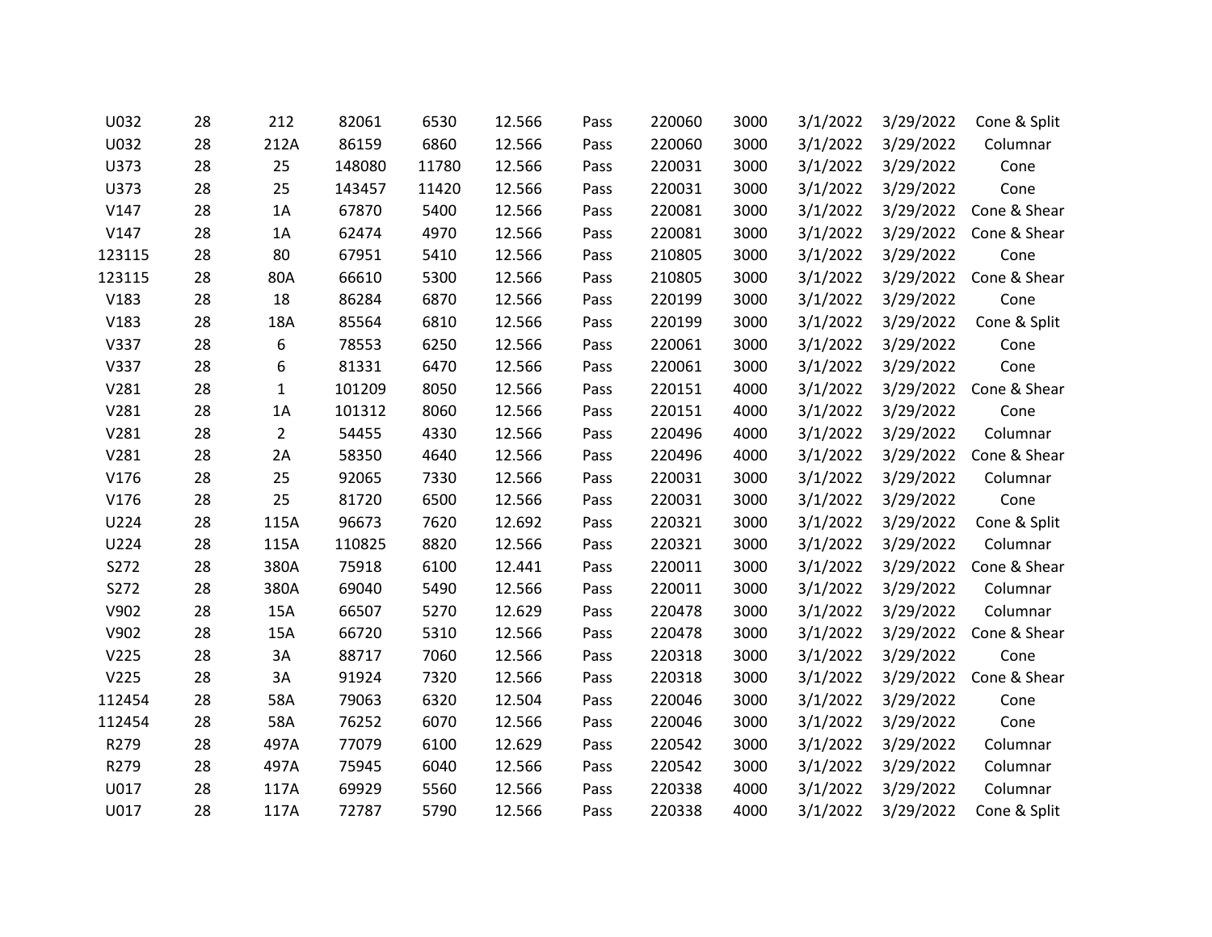| | | | | | | | | | | | |
|---|---|---|---|---|---|---|---|---|---|---|---|
| U032 | 28 | 212 | 82061 | 6530 | 12.566 | Pass | 220060 | 3000 | 3/1/2022 | 3/29/2022 | Cone & Split |
| U032 | 28 | 212A | 86159 | 6860 | 12.566 | Pass | 220060 | 3000 | 3/1/2022 | 3/29/2022 | Columnar |
| U373 | 28 | 25 | 148080 | 11780 | 12.566 | Pass | 220031 | 3000 | 3/1/2022 | 3/29/2022 | Cone |
| U373 | 28 | 25 | 143457 | 11420 | 12.566 | Pass | 220031 | 3000 | 3/1/2022 | 3/29/2022 | Cone |
| V147 | 28 | 1A | 67870 | 5400 | 12.566 | Pass | 220081 | 3000 | 3/1/2022 | 3/29/2022 | Cone & Shear |
| V147 | 28 | 1A | 62474 | 4970 | 12.566 | Pass | 220081 | 3000 | 3/1/2022 | 3/29/2022 | Cone & Shear |
| 123115 | 28 | 80 | 67951 | 5410 | 12.566 | Pass | 210805 | 3000 | 3/1/2022 | 3/29/2022 | Cone |
| 123115 | 28 | 80A | 66610 | 5300 | 12.566 | Pass | 210805 | 3000 | 3/1/2022 | 3/29/2022 | Cone & Shear |
| V183 | 28 | 18 | 86284 | 6870 | 12.566 | Pass | 220199 | 3000 | 3/1/2022 | 3/29/2022 | Cone |
| V183 | 28 | 18A | 85564 | 6810 | 12.566 | Pass | 220199 | 3000 | 3/1/2022 | 3/29/2022 | Cone & Split |
| V337 | 28 | 6 | 78553 | 6250 | 12.566 | Pass | 220061 | 3000 | 3/1/2022 | 3/29/2022 | Cone |
| V337 | 28 | 6 | 81331 | 6470 | 12.566 | Pass | 220061 | 3000 | 3/1/2022 | 3/29/2022 | Cone |
| V281 | 28 | 1 | 101209 | 8050 | 12.566 | Pass | 220151 | 4000 | 3/1/2022 | 3/29/2022 | Cone & Shear |
| V281 | 28 | 1A | 101312 | 8060 | 12.566 | Pass | 220151 | 4000 | 3/1/2022 | 3/29/2022 | Cone |
| V281 | 28 | 2 | 54455 | 4330 | 12.566 | Pass | 220496 | 4000 | 3/1/2022 | 3/29/2022 | Columnar |
| V281 | 28 | 2A | 58350 | 4640 | 12.566 | Pass | 220496 | 4000 | 3/1/2022 | 3/29/2022 | Cone & Shear |
| V176 | 28 | 25 | 92065 | 7330 | 12.566 | Pass | 220031 | 3000 | 3/1/2022 | 3/29/2022 | Columnar |
| V176 | 28 | 25 | 81720 | 6500 | 12.566 | Pass | 220031 | 3000 | 3/1/2022 | 3/29/2022 | Cone |
| U224 | 28 | 115A | 96673 | 7620 | 12.692 | Pass | 220321 | 3000 | 3/1/2022 | 3/29/2022 | Cone & Split |
| U224 | 28 | 115A | 110825 | 8820 | 12.566 | Pass | 220321 | 3000 | 3/1/2022 | 3/29/2022 | Columnar |
| S272 | 28 | 380A | 75918 | 6100 | 12.441 | Pass | 220011 | 3000 | 3/1/2022 | 3/29/2022 | Cone & Shear |
| S272 | 28 | 380A | 69040 | 5490 | 12.566 | Pass | 220011 | 3000 | 3/1/2022 | 3/29/2022 | Columnar |
| V902 | 28 | 15A | 66507 | 5270 | 12.629 | Pass | 220478 | 3000 | 3/1/2022 | 3/29/2022 | Columnar |
| V902 | 28 | 15A | 66720 | 5310 | 12.566 | Pass | 220478 | 3000 | 3/1/2022 | 3/29/2022 | Cone & Shear |
| V225 | 28 | 3A | 88717 | 7060 | 12.566 | Pass | 220318 | 3000 | 3/1/2022 | 3/29/2022 | Cone |
| V225 | 28 | 3A | 91924 | 7320 | 12.566 | Pass | 220318 | 3000 | 3/1/2022 | 3/29/2022 | Cone & Shear |
| 112454 | 28 | 58A | 79063 | 6320 | 12.504 | Pass | 220046 | 3000 | 3/1/2022 | 3/29/2022 | Cone |
| 112454 | 28 | 58A | 76252 | 6070 | 12.566 | Pass | 220046 | 3000 | 3/1/2022 | 3/29/2022 | Cone |
| R279 | 28 | 497A | 77079 | 6100 | 12.629 | Pass | 220542 | 3000 | 3/1/2022 | 3/29/2022 | Columnar |
| R279 | 28 | 497A | 75945 | 6040 | 12.566 | Pass | 220542 | 3000 | 3/1/2022 | 3/29/2022 | Columnar |
| U017 | 28 | 117A | 69929 | 5560 | 12.566 | Pass | 220338 | 4000 | 3/1/2022 | 3/29/2022 | Columnar |
| U017 | 28 | 117A | 72787 | 5790 | 12.566 | Pass | 220338 | 4000 | 3/1/2022 | 3/29/2022 | Cone & Split |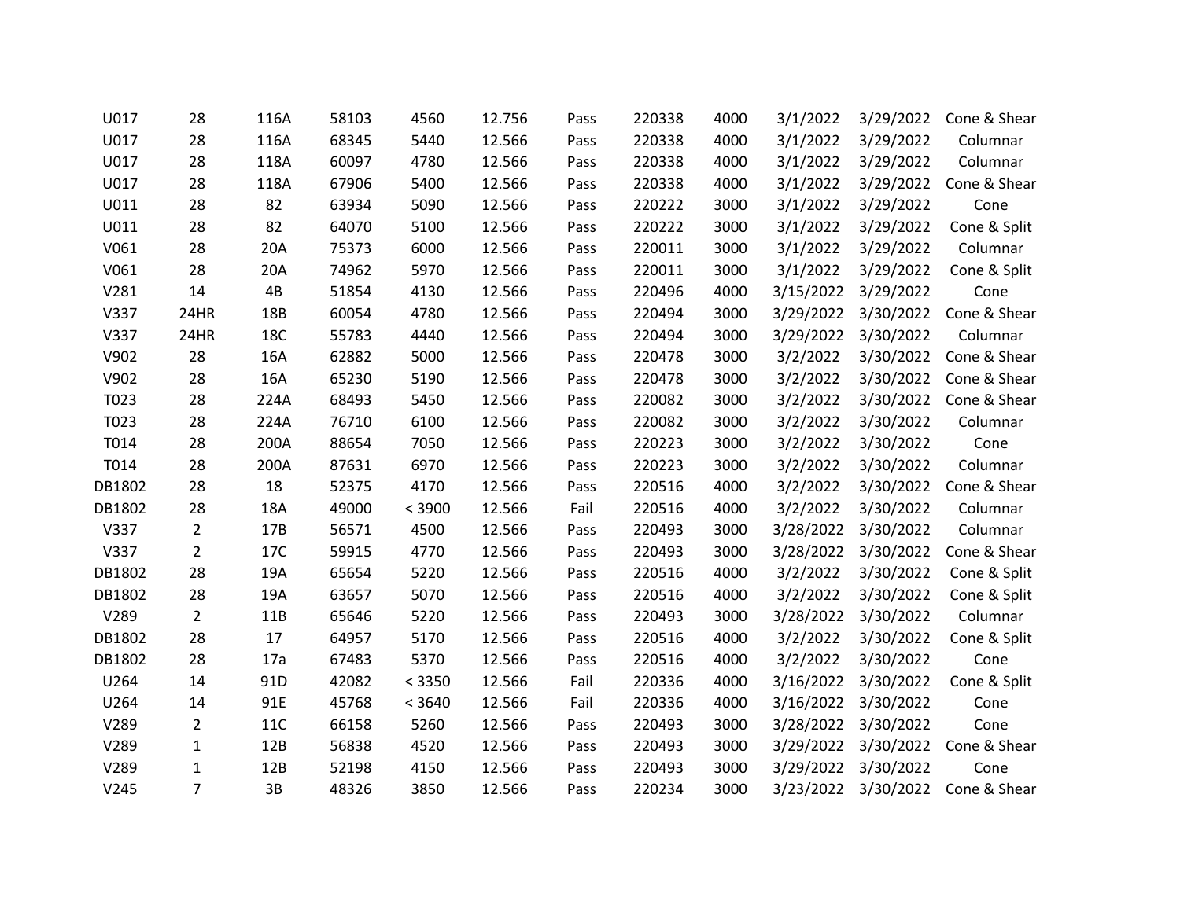| | | | | | | | | | | | |
|---|---|---|---|---|---|---|---|---|---|---|---|
| U017 | 28 | 116A | 58103 | 4560 | 12.756 | Pass | 220338 | 4000 | 3/1/2022 | 3/29/2022 | Cone & Shear |
| U017 | 28 | 116A | 68345 | 5440 | 12.566 | Pass | 220338 | 4000 | 3/1/2022 | 3/29/2022 | Columnar |
| U017 | 28 | 118A | 60097 | 4780 | 12.566 | Pass | 220338 | 4000 | 3/1/2022 | 3/29/2022 | Columnar |
| U017 | 28 | 118A | 67906 | 5400 | 12.566 | Pass | 220338 | 4000 | 3/1/2022 | 3/29/2022 | Cone & Shear |
| U011 | 28 | 82 | 63934 | 5090 | 12.566 | Pass | 220222 | 3000 | 3/1/2022 | 3/29/2022 | Cone |
| U011 | 28 | 82 | 64070 | 5100 | 12.566 | Pass | 220222 | 3000 | 3/1/2022 | 3/29/2022 | Cone & Split |
| V061 | 28 | 20A | 75373 | 6000 | 12.566 | Pass | 220011 | 3000 | 3/1/2022 | 3/29/2022 | Columnar |
| V061 | 28 | 20A | 74962 | 5970 | 12.566 | Pass | 220011 | 3000 | 3/1/2022 | 3/29/2022 | Cone & Split |
| V281 | 14 | 4B | 51854 | 4130 | 12.566 | Pass | 220496 | 4000 | 3/15/2022 | 3/29/2022 | Cone |
| V337 | 24HR | 18B | 60054 | 4780 | 12.566 | Pass | 220494 | 3000 | 3/29/2022 | 3/30/2022 | Cone & Shear |
| V337 | 24HR | 18C | 55783 | 4440 | 12.566 | Pass | 220494 | 3000 | 3/29/2022 | 3/30/2022 | Columnar |
| V902 | 28 | 16A | 62882 | 5000 | 12.566 | Pass | 220478 | 3000 | 3/2/2022 | 3/30/2022 | Cone & Shear |
| V902 | 28 | 16A | 65230 | 5190 | 12.566 | Pass | 220478 | 3000 | 3/2/2022 | 3/30/2022 | Cone & Shear |
| T023 | 28 | 224A | 68493 | 5450 | 12.566 | Pass | 220082 | 3000 | 3/2/2022 | 3/30/2022 | Cone & Shear |
| T023 | 28 | 224A | 76710 | 6100 | 12.566 | Pass | 220082 | 3000 | 3/2/2022 | 3/30/2022 | Columnar |
| T014 | 28 | 200A | 88654 | 7050 | 12.566 | Pass | 220223 | 3000 | 3/2/2022 | 3/30/2022 | Cone |
| T014 | 28 | 200A | 87631 | 6970 | 12.566 | Pass | 220223 | 3000 | 3/2/2022 | 3/30/2022 | Columnar |
| DB1802 | 28 | 18 | 52375 | 4170 | 12.566 | Pass | 220516 | 4000 | 3/2/2022 | 3/30/2022 | Cone & Shear |
| DB1802 | 28 | 18A | 49000 | < 3900 | 12.566 | Fail | 220516 | 4000 | 3/2/2022 | 3/30/2022 | Columnar |
| V337 | 2 | 17B | 56571 | 4500 | 12.566 | Pass | 220493 | 3000 | 3/28/2022 | 3/30/2022 | Columnar |
| V337 | 2 | 17C | 59915 | 4770 | 12.566 | Pass | 220493 | 3000 | 3/28/2022 | 3/30/2022 | Cone & Shear |
| DB1802 | 28 | 19A | 65654 | 5220 | 12.566 | Pass | 220516 | 4000 | 3/2/2022 | 3/30/2022 | Cone & Split |
| DB1802 | 28 | 19A | 63657 | 5070 | 12.566 | Pass | 220516 | 4000 | 3/2/2022 | 3/30/2022 | Cone & Split |
| V289 | 2 | 11B | 65646 | 5220 | 12.566 | Pass | 220493 | 3000 | 3/28/2022 | 3/30/2022 | Columnar |
| DB1802 | 28 | 17 | 64957 | 5170 | 12.566 | Pass | 220516 | 4000 | 3/2/2022 | 3/30/2022 | Cone & Split |
| DB1802 | 28 | 17a | 67483 | 5370 | 12.566 | Pass | 220516 | 4000 | 3/2/2022 | 3/30/2022 | Cone |
| U264 | 14 | 91D | 42082 | < 3350 | 12.566 | Fail | 220336 | 4000 | 3/16/2022 | 3/30/2022 | Cone & Split |
| U264 | 14 | 91E | 45768 | < 3640 | 12.566 | Fail | 220336 | 4000 | 3/16/2022 | 3/30/2022 | Cone |
| V289 | 2 | 11C | 66158 | 5260 | 12.566 | Pass | 220493 | 3000 | 3/28/2022 | 3/30/2022 | Cone |
| V289 | 1 | 12B | 56838 | 4520 | 12.566 | Pass | 220493 | 3000 | 3/29/2022 | 3/30/2022 | Cone & Shear |
| V289 | 1 | 12B | 52198 | 4150 | 12.566 | Pass | 220493 | 3000 | 3/29/2022 | 3/30/2022 | Cone |
| V245 | 7 | 3B | 48326 | 3850 | 12.566 | Pass | 220234 | 3000 | 3/23/2022 | 3/30/2022 | Cone & Shear |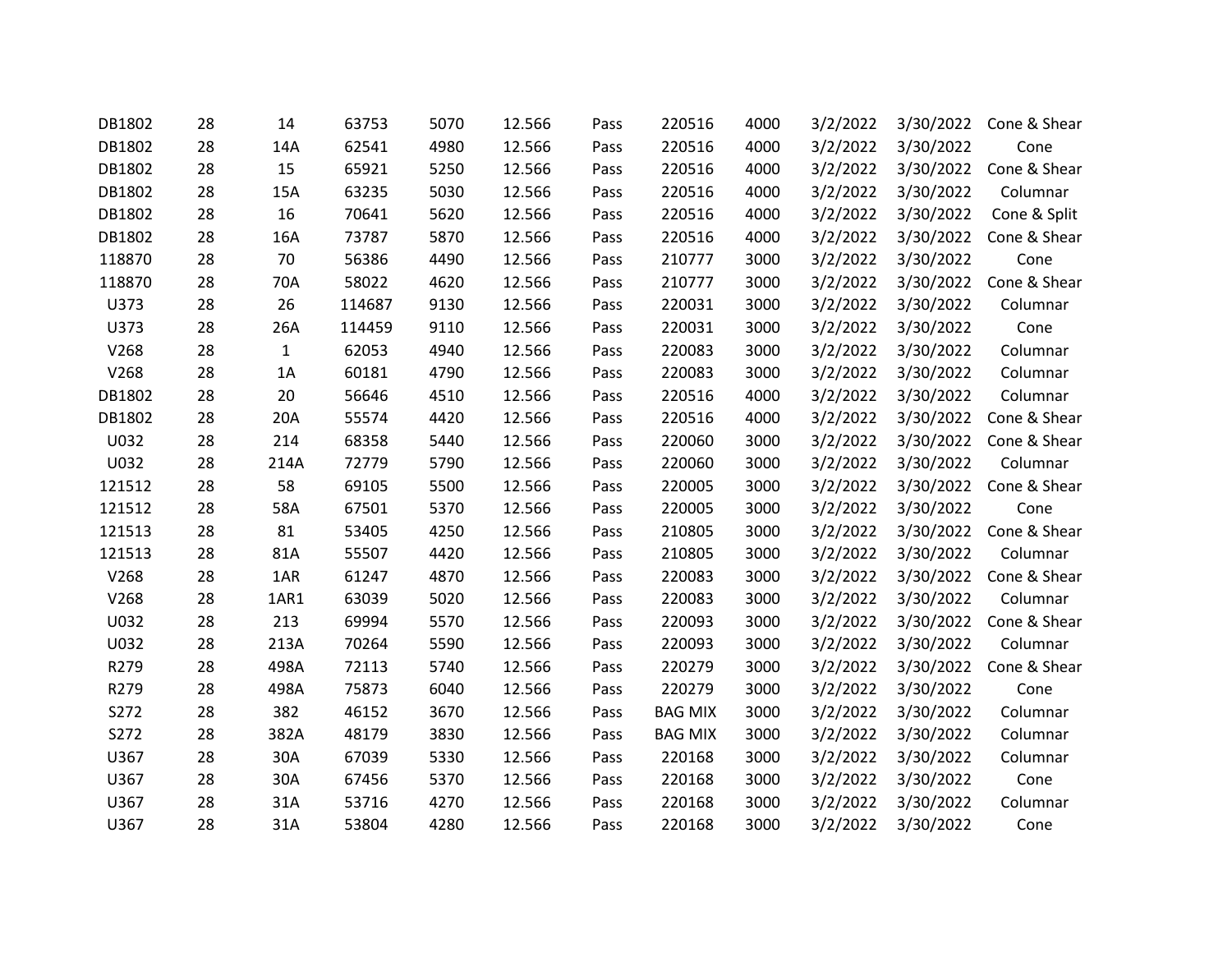| | | | | | | | | | | | |
|---|---|---|---|---|---|---|---|---|---|---|---|
| DB1802 | 28 | 14 | 63753 | 5070 | 12.566 | Pass | 220516 | 4000 | 3/2/2022 | 3/30/2022 | Cone & Shear |
| DB1802 | 28 | 14A | 62541 | 4980 | 12.566 | Pass | 220516 | 4000 | 3/2/2022 | 3/30/2022 | Cone |
| DB1802 | 28 | 15 | 65921 | 5250 | 12.566 | Pass | 220516 | 4000 | 3/2/2022 | 3/30/2022 | Cone & Shear |
| DB1802 | 28 | 15A | 63235 | 5030 | 12.566 | Pass | 220516 | 4000 | 3/2/2022 | 3/30/2022 | Columnar |
| DB1802 | 28 | 16 | 70641 | 5620 | 12.566 | Pass | 220516 | 4000 | 3/2/2022 | 3/30/2022 | Cone & Split |
| DB1802 | 28 | 16A | 73787 | 5870 | 12.566 | Pass | 220516 | 4000 | 3/2/2022 | 3/30/2022 | Cone & Shear |
| 118870 | 28 | 70 | 56386 | 4490 | 12.566 | Pass | 210777 | 3000 | 3/2/2022 | 3/30/2022 | Cone |
| 118870 | 28 | 70A | 58022 | 4620 | 12.566 | Pass | 210777 | 3000 | 3/2/2022 | 3/30/2022 | Cone & Shear |
| U373 | 28 | 26 | 114687 | 9130 | 12.566 | Pass | 220031 | 3000 | 3/2/2022 | 3/30/2022 | Columnar |
| U373 | 28 | 26A | 114459 | 9110 | 12.566 | Pass | 220031 | 3000 | 3/2/2022 | 3/30/2022 | Cone |
| V268 | 28 | 1 | 62053 | 4940 | 12.566 | Pass | 220083 | 3000 | 3/2/2022 | 3/30/2022 | Columnar |
| V268 | 28 | 1A | 60181 | 4790 | 12.566 | Pass | 220083 | 3000 | 3/2/2022 | 3/30/2022 | Columnar |
| DB1802 | 28 | 20 | 56646 | 4510 | 12.566 | Pass | 220516 | 4000 | 3/2/2022 | 3/30/2022 | Columnar |
| DB1802 | 28 | 20A | 55574 | 4420 | 12.566 | Pass | 220516 | 4000 | 3/2/2022 | 3/30/2022 | Cone & Shear |
| U032 | 28 | 214 | 68358 | 5440 | 12.566 | Pass | 220060 | 3000 | 3/2/2022 | 3/30/2022 | Cone & Shear |
| U032 | 28 | 214A | 72779 | 5790 | 12.566 | Pass | 220060 | 3000 | 3/2/2022 | 3/30/2022 | Columnar |
| 121512 | 28 | 58 | 69105 | 5500 | 12.566 | Pass | 220005 | 3000 | 3/2/2022 | 3/30/2022 | Cone & Shear |
| 121512 | 28 | 58A | 67501 | 5370 | 12.566 | Pass | 220005 | 3000 | 3/2/2022 | 3/30/2022 | Cone |
| 121513 | 28 | 81 | 53405 | 4250 | 12.566 | Pass | 210805 | 3000 | 3/2/2022 | 3/30/2022 | Cone & Shear |
| 121513 | 28 | 81A | 55507 | 4420 | 12.566 | Pass | 210805 | 3000 | 3/2/2022 | 3/30/2022 | Columnar |
| V268 | 28 | 1AR | 61247 | 4870 | 12.566 | Pass | 220083 | 3000 | 3/2/2022 | 3/30/2022 | Cone & Shear |
| V268 | 28 | 1AR1 | 63039 | 5020 | 12.566 | Pass | 220083 | 3000 | 3/2/2022 | 3/30/2022 | Columnar |
| U032 | 28 | 213 | 69994 | 5570 | 12.566 | Pass | 220093 | 3000 | 3/2/2022 | 3/30/2022 | Cone & Shear |
| U032 | 28 | 213A | 70264 | 5590 | 12.566 | Pass | 220093 | 3000 | 3/2/2022 | 3/30/2022 | Columnar |
| R279 | 28 | 498A | 72113 | 5740 | 12.566 | Pass | 220279 | 3000 | 3/2/2022 | 3/30/2022 | Cone & Shear |
| R279 | 28 | 498A | 75873 | 6040 | 12.566 | Pass | 220279 | 3000 | 3/2/2022 | 3/30/2022 | Cone |
| S272 | 28 | 382 | 46152 | 3670 | 12.566 | Pass | BAG MIX | 3000 | 3/2/2022 | 3/30/2022 | Columnar |
| S272 | 28 | 382A | 48179 | 3830 | 12.566 | Pass | BAG MIX | 3000 | 3/2/2022 | 3/30/2022 | Columnar |
| U367 | 28 | 30A | 67039 | 5330 | 12.566 | Pass | 220168 | 3000 | 3/2/2022 | 3/30/2022 | Columnar |
| U367 | 28 | 30A | 67456 | 5370 | 12.566 | Pass | 220168 | 3000 | 3/2/2022 | 3/30/2022 | Cone |
| U367 | 28 | 31A | 53716 | 4270 | 12.566 | Pass | 220168 | 3000 | 3/2/2022 | 3/30/2022 | Columnar |
| U367 | 28 | 31A | 53804 | 4280 | 12.566 | Pass | 220168 | 3000 | 3/2/2022 | 3/30/2022 | Cone |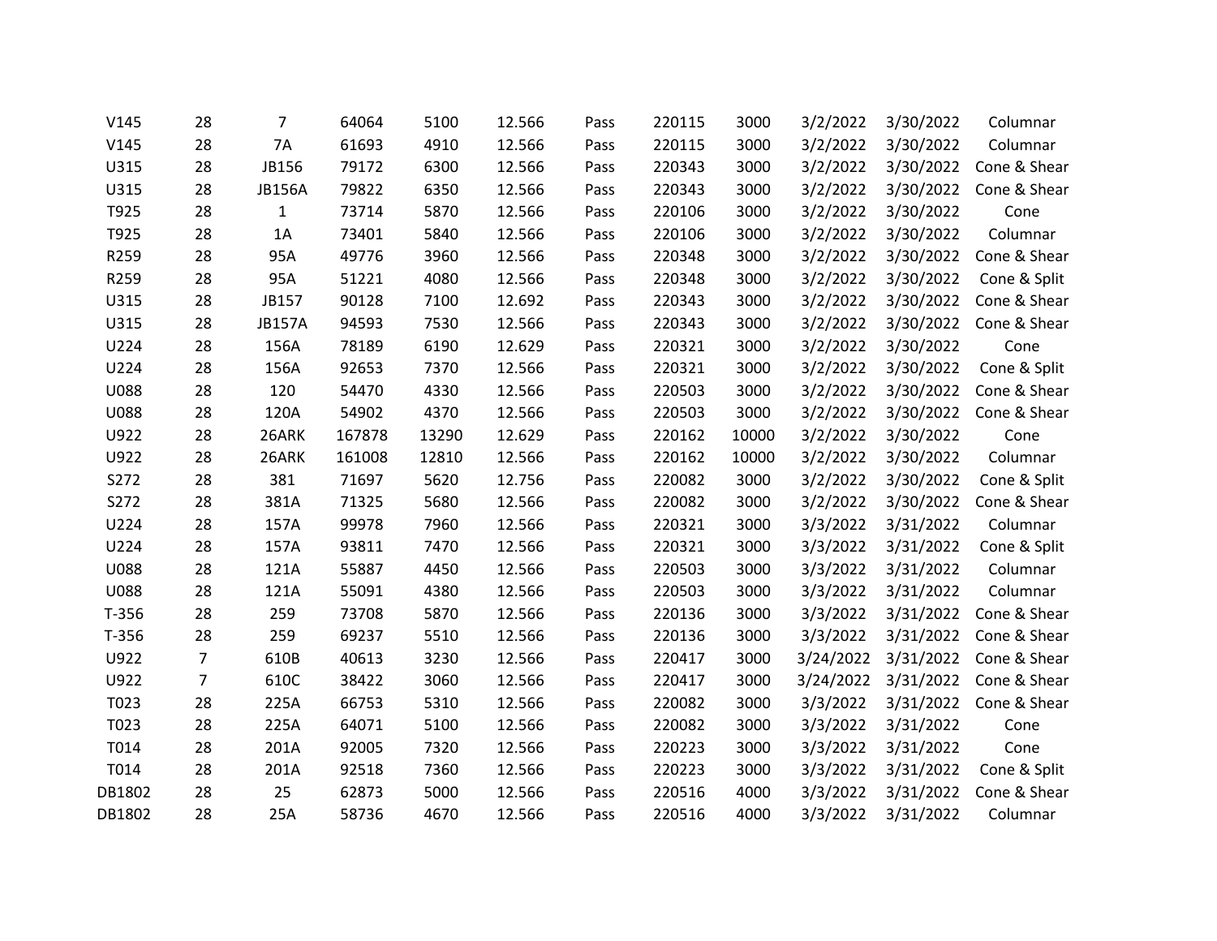| | | | | | | | | | | | |
|---|---|---|---|---|---|---|---|---|---|---|---|
| V145 | 28 | 7 | 64064 | 5100 | 12.566 | Pass | 220115 | 3000 | 3/2/2022 | 3/30/2022 | Columnar |
| V145 | 28 | 7A | 61693 | 4910 | 12.566 | Pass | 220115 | 3000 | 3/2/2022 | 3/30/2022 | Columnar |
| U315 | 28 | JB156 | 79172 | 6300 | 12.566 | Pass | 220343 | 3000 | 3/2/2022 | 3/30/2022 | Cone & Shear |
| U315 | 28 | JB156A | 79822 | 6350 | 12.566 | Pass | 220343 | 3000 | 3/2/2022 | 3/30/2022 | Cone & Shear |
| T925 | 28 | 1 | 73714 | 5870 | 12.566 | Pass | 220106 | 3000 | 3/2/2022 | 3/30/2022 | Cone |
| T925 | 28 | 1A | 73401 | 5840 | 12.566 | Pass | 220106 | 3000 | 3/2/2022 | 3/30/2022 | Columnar |
| R259 | 28 | 95A | 49776 | 3960 | 12.566 | Pass | 220348 | 3000 | 3/2/2022 | 3/30/2022 | Cone & Shear |
| R259 | 28 | 95A | 51221 | 4080 | 12.566 | Pass | 220348 | 3000 | 3/2/2022 | 3/30/2022 | Cone & Split |
| U315 | 28 | JB157 | 90128 | 7100 | 12.692 | Pass | 220343 | 3000 | 3/2/2022 | 3/30/2022 | Cone & Shear |
| U315 | 28 | JB157A | 94593 | 7530 | 12.566 | Pass | 220343 | 3000 | 3/2/2022 | 3/30/2022 | Cone & Shear |
| U224 | 28 | 156A | 78189 | 6190 | 12.629 | Pass | 220321 | 3000 | 3/2/2022 | 3/30/2022 | Cone |
| U224 | 28 | 156A | 92653 | 7370 | 12.566 | Pass | 220321 | 3000 | 3/2/2022 | 3/30/2022 | Cone & Split |
| U088 | 28 | 120 | 54470 | 4330 | 12.566 | Pass | 220503 | 3000 | 3/2/2022 | 3/30/2022 | Cone & Shear |
| U088 | 28 | 120A | 54902 | 4370 | 12.566 | Pass | 220503 | 3000 | 3/2/2022 | 3/30/2022 | Cone & Shear |
| U922 | 28 | 26ARK | 167878 | 13290 | 12.629 | Pass | 220162 | 10000 | 3/2/2022 | 3/30/2022 | Cone |
| U922 | 28 | 26ARK | 161008 | 12810 | 12.566 | Pass | 220162 | 10000 | 3/2/2022 | 3/30/2022 | Columnar |
| S272 | 28 | 381 | 71697 | 5620 | 12.756 | Pass | 220082 | 3000 | 3/2/2022 | 3/30/2022 | Cone & Split |
| S272 | 28 | 381A | 71325 | 5680 | 12.566 | Pass | 220082 | 3000 | 3/2/2022 | 3/30/2022 | Cone & Shear |
| U224 | 28 | 157A | 99978 | 7960 | 12.566 | Pass | 220321 | 3000 | 3/3/2022 | 3/31/2022 | Columnar |
| U224 | 28 | 157A | 93811 | 7470 | 12.566 | Pass | 220321 | 3000 | 3/3/2022 | 3/31/2022 | Cone & Split |
| U088 | 28 | 121A | 55887 | 4450 | 12.566 | Pass | 220503 | 3000 | 3/3/2022 | 3/31/2022 | Columnar |
| U088 | 28 | 121A | 55091 | 4380 | 12.566 | Pass | 220503 | 3000 | 3/3/2022 | 3/31/2022 | Columnar |
| T-356 | 28 | 259 | 73708 | 5870 | 12.566 | Pass | 220136 | 3000 | 3/3/2022 | 3/31/2022 | Cone & Shear |
| T-356 | 28 | 259 | 69237 | 5510 | 12.566 | Pass | 220136 | 3000 | 3/3/2022 | 3/31/2022 | Cone & Shear |
| U922 | 7 | 610B | 40613 | 3230 | 12.566 | Pass | 220417 | 3000 | 3/24/2022 | 3/31/2022 | Cone & Shear |
| U922 | 7 | 610C | 38422 | 3060 | 12.566 | Pass | 220417 | 3000 | 3/24/2022 | 3/31/2022 | Cone & Shear |
| T023 | 28 | 225A | 66753 | 5310 | 12.566 | Pass | 220082 | 3000 | 3/3/2022 | 3/31/2022 | Cone & Shear |
| T023 | 28 | 225A | 64071 | 5100 | 12.566 | Pass | 220082 | 3000 | 3/3/2022 | 3/31/2022 | Cone |
| T014 | 28 | 201A | 92005 | 7320 | 12.566 | Pass | 220223 | 3000 | 3/3/2022 | 3/31/2022 | Cone |
| T014 | 28 | 201A | 92518 | 7360 | 12.566 | Pass | 220223 | 3000 | 3/3/2022 | 3/31/2022 | Cone & Split |
| DB1802 | 28 | 25 | 62873 | 5000 | 12.566 | Pass | 220516 | 4000 | 3/3/2022 | 3/31/2022 | Cone & Shear |
| DB1802 | 28 | 25A | 58736 | 4670 | 12.566 | Pass | 220516 | 4000 | 3/3/2022 | 3/31/2022 | Columnar |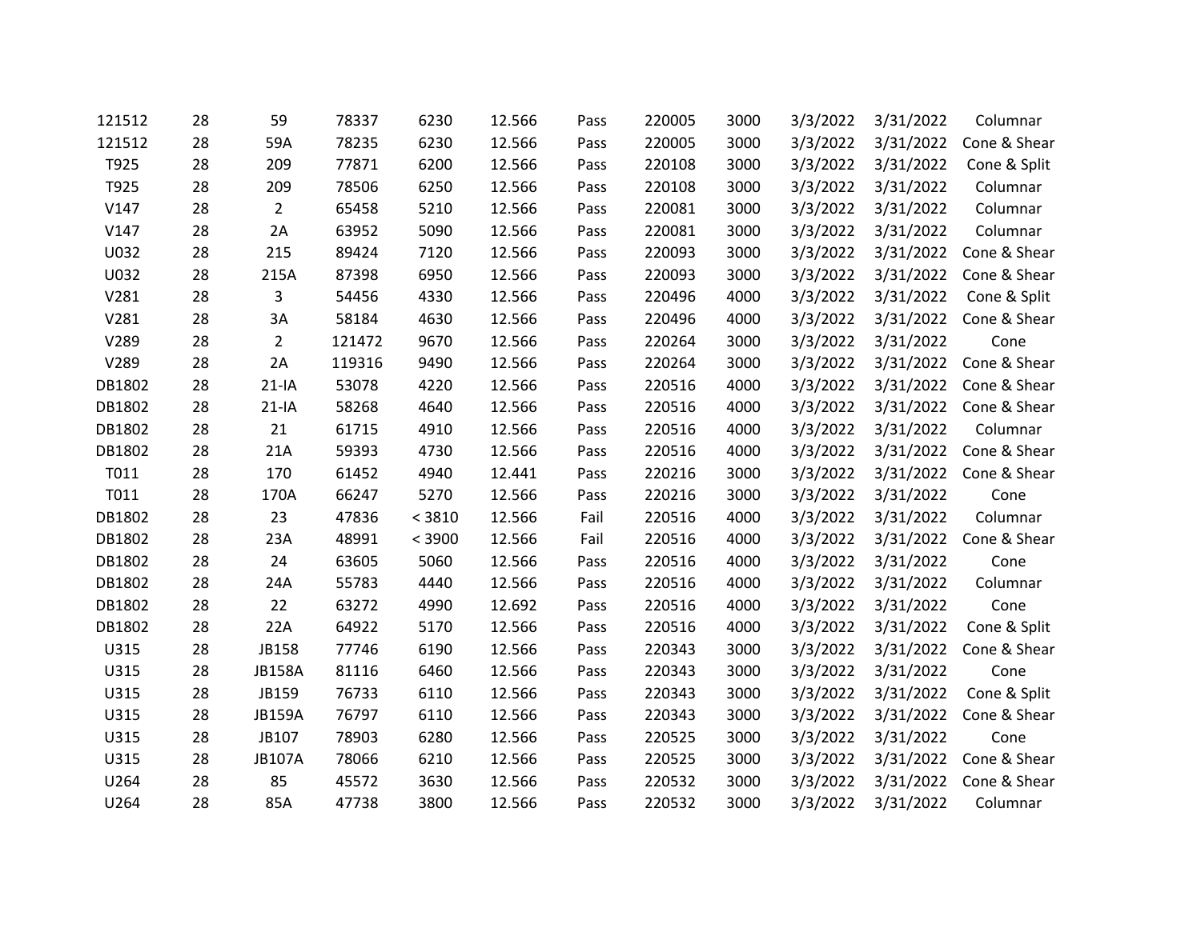| | | | | | | | | | | | |
|---|---|---|---|---|---|---|---|---|---|---|---|
| 121512 | 28 | 59 | 78337 | 6230 | 12.566 | Pass | 220005 | 3000 | 3/3/2022 | 3/31/2022 | Columnar |
| 121512 | 28 | 59A | 78235 | 6230 | 12.566 | Pass | 220005 | 3000 | 3/3/2022 | 3/31/2022 | Cone & Shear |
| T925 | 28 | 209 | 77871 | 6200 | 12.566 | Pass | 220108 | 3000 | 3/3/2022 | 3/31/2022 | Cone & Split |
| T925 | 28 | 209 | 78506 | 6250 | 12.566 | Pass | 220108 | 3000 | 3/3/2022 | 3/31/2022 | Columnar |
| V147 | 28 | 2 | 65458 | 5210 | 12.566 | Pass | 220081 | 3000 | 3/3/2022 | 3/31/2022 | Columnar |
| V147 | 28 | 2A | 63952 | 5090 | 12.566 | Pass | 220081 | 3000 | 3/3/2022 | 3/31/2022 | Columnar |
| U032 | 28 | 215 | 89424 | 7120 | 12.566 | Pass | 220093 | 3000 | 3/3/2022 | 3/31/2022 | Cone & Shear |
| U032 | 28 | 215A | 87398 | 6950 | 12.566 | Pass | 220093 | 3000 | 3/3/2022 | 3/31/2022 | Cone & Shear |
| V281 | 28 | 3 | 54456 | 4330 | 12.566 | Pass | 220496 | 4000 | 3/3/2022 | 3/31/2022 | Cone & Split |
| V281 | 28 | 3A | 58184 | 4630 | 12.566 | Pass | 220496 | 4000 | 3/3/2022 | 3/31/2022 | Cone & Shear |
| V289 | 28 | 2 | 121472 | 9670 | 12.566 | Pass | 220264 | 3000 | 3/3/2022 | 3/31/2022 | Cone |
| V289 | 28 | 2A | 119316 | 9490 | 12.566 | Pass | 220264 | 3000 | 3/3/2022 | 3/31/2022 | Cone & Shear |
| DB1802 | 28 | 21-IA | 53078 | 4220 | 12.566 | Pass | 220516 | 4000 | 3/3/2022 | 3/31/2022 | Cone & Shear |
| DB1802 | 28 | 21-IA | 58268 | 4640 | 12.566 | Pass | 220516 | 4000 | 3/3/2022 | 3/31/2022 | Cone & Shear |
| DB1802 | 28 | 21 | 61715 | 4910 | 12.566 | Pass | 220516 | 4000 | 3/3/2022 | 3/31/2022 | Columnar |
| DB1802 | 28 | 21A | 59393 | 4730 | 12.566 | Pass | 220516 | 4000 | 3/3/2022 | 3/31/2022 | Cone & Shear |
| T011 | 28 | 170 | 61452 | 4940 | 12.441 | Pass | 220216 | 3000 | 3/3/2022 | 3/31/2022 | Cone & Shear |
| T011 | 28 | 170A | 66247 | 5270 | 12.566 | Pass | 220216 | 3000 | 3/3/2022 | 3/31/2022 | Cone |
| DB1802 | 28 | 23 | 47836 | < 3810 | 12.566 | Fail | 220516 | 4000 | 3/3/2022 | 3/31/2022 | Columnar |
| DB1802 | 28 | 23A | 48991 | < 3900 | 12.566 | Fail | 220516 | 4000 | 3/3/2022 | 3/31/2022 | Cone & Shear |
| DB1802 | 28 | 24 | 63605 | 5060 | 12.566 | Pass | 220516 | 4000 | 3/3/2022 | 3/31/2022 | Cone |
| DB1802 | 28 | 24A | 55783 | 4440 | 12.566 | Pass | 220516 | 4000 | 3/3/2022 | 3/31/2022 | Columnar |
| DB1802 | 28 | 22 | 63272 | 4990 | 12.692 | Pass | 220516 | 4000 | 3/3/2022 | 3/31/2022 | Cone |
| DB1802 | 28 | 22A | 64922 | 5170 | 12.566 | Pass | 220516 | 4000 | 3/3/2022 | 3/31/2022 | Cone & Split |
| U315 | 28 | JB158 | 77746 | 6190 | 12.566 | Pass | 220343 | 3000 | 3/3/2022 | 3/31/2022 | Cone & Shear |
| U315 | 28 | JB158A | 81116 | 6460 | 12.566 | Pass | 220343 | 3000 | 3/3/2022 | 3/31/2022 | Cone |
| U315 | 28 | JB159 | 76733 | 6110 | 12.566 | Pass | 220343 | 3000 | 3/3/2022 | 3/31/2022 | Cone & Split |
| U315 | 28 | JB159A | 76797 | 6110 | 12.566 | Pass | 220343 | 3000 | 3/3/2022 | 3/31/2022 | Cone & Shear |
| U315 | 28 | JB107 | 78903 | 6280 | 12.566 | Pass | 220525 | 3000 | 3/3/2022 | 3/31/2022 | Cone |
| U315 | 28 | JB107A | 78066 | 6210 | 12.566 | Pass | 220525 | 3000 | 3/3/2022 | 3/31/2022 | Cone & Shear |
| U264 | 28 | 85 | 45572 | 3630 | 12.566 | Pass | 220532 | 3000 | 3/3/2022 | 3/31/2022 | Cone & Shear |
| U264 | 28 | 85A | 47738 | 3800 | 12.566 | Pass | 220532 | 3000 | 3/3/2022 | 3/31/2022 | Columnar |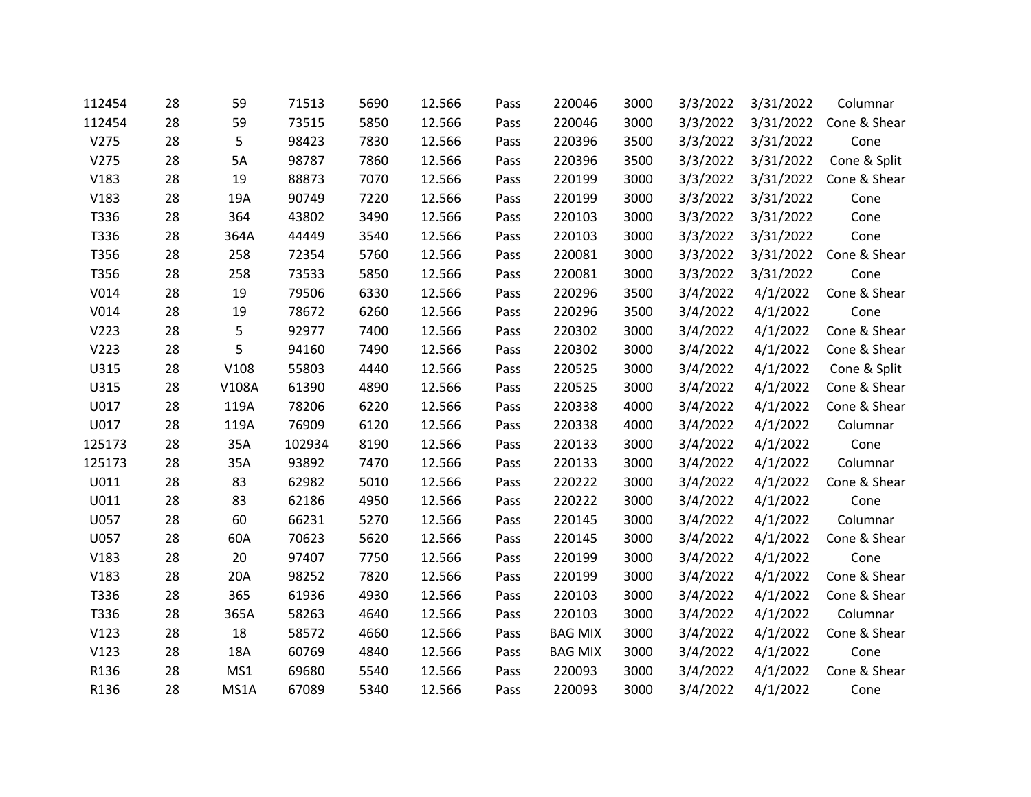| | | | | | | | | | | | |
|---|---|---|---|---|---|---|---|---|---|---|---|
| 112454 | 28 | 59 | 71513 | 5690 | 12.566 | Pass | 220046 | 3000 | 3/3/2022 | 3/31/2022 | Columnar |
| 112454 | 28 | 59 | 73515 | 5850 | 12.566 | Pass | 220046 | 3000 | 3/3/2022 | 3/31/2022 | Cone & Shear |
| V275 | 28 | 5 | 98423 | 7830 | 12.566 | Pass | 220396 | 3500 | 3/3/2022 | 3/31/2022 | Cone |
| V275 | 28 | 5A | 98787 | 7860 | 12.566 | Pass | 220396 | 3500 | 3/3/2022 | 3/31/2022 | Cone & Split |
| V183 | 28 | 19 | 88873 | 7070 | 12.566 | Pass | 220199 | 3000 | 3/3/2022 | 3/31/2022 | Cone & Shear |
| V183 | 28 | 19A | 90749 | 7220 | 12.566 | Pass | 220199 | 3000 | 3/3/2022 | 3/31/2022 | Cone |
| T336 | 28 | 364 | 43802 | 3490 | 12.566 | Pass | 220103 | 3000 | 3/3/2022 | 3/31/2022 | Cone |
| T336 | 28 | 364A | 44449 | 3540 | 12.566 | Pass | 220103 | 3000 | 3/3/2022 | 3/31/2022 | Cone |
| T356 | 28 | 258 | 72354 | 5760 | 12.566 | Pass | 220081 | 3000 | 3/3/2022 | 3/31/2022 | Cone & Shear |
| T356 | 28 | 258 | 73533 | 5850 | 12.566 | Pass | 220081 | 3000 | 3/3/2022 | 3/31/2022 | Cone |
| V014 | 28 | 19 | 79506 | 6330 | 12.566 | Pass | 220296 | 3500 | 3/4/2022 | 4/1/2022 | Cone & Shear |
| V014 | 28 | 19 | 78672 | 6260 | 12.566 | Pass | 220296 | 3500 | 3/4/2022 | 4/1/2022 | Cone |
| V223 | 28 | 5 | 92977 | 7400 | 12.566 | Pass | 220302 | 3000 | 3/4/2022 | 4/1/2022 | Cone & Shear |
| V223 | 28 | 5 | 94160 | 7490 | 12.566 | Pass | 220302 | 3000 | 3/4/2022 | 4/1/2022 | Cone & Shear |
| U315 | 28 | V108 | 55803 | 4440 | 12.566 | Pass | 220525 | 3000 | 3/4/2022 | 4/1/2022 | Cone & Split |
| U315 | 28 | V108A | 61390 | 4890 | 12.566 | Pass | 220525 | 3000 | 3/4/2022 | 4/1/2022 | Cone & Shear |
| U017 | 28 | 119A | 78206 | 6220 | 12.566 | Pass | 220338 | 4000 | 3/4/2022 | 4/1/2022 | Cone & Shear |
| U017 | 28 | 119A | 76909 | 6120 | 12.566 | Pass | 220338 | 4000 | 3/4/2022 | 4/1/2022 | Columnar |
| 125173 | 28 | 35A | 102934 | 8190 | 12.566 | Pass | 220133 | 3000 | 3/4/2022 | 4/1/2022 | Cone |
| 125173 | 28 | 35A | 93892 | 7470 | 12.566 | Pass | 220133 | 3000 | 3/4/2022 | 4/1/2022 | Columnar |
| U011 | 28 | 83 | 62982 | 5010 | 12.566 | Pass | 220222 | 3000 | 3/4/2022 | 4/1/2022 | Cone & Shear |
| U011 | 28 | 83 | 62186 | 4950 | 12.566 | Pass | 220222 | 3000 | 3/4/2022 | 4/1/2022 | Cone |
| U057 | 28 | 60 | 66231 | 5270 | 12.566 | Pass | 220145 | 3000 | 3/4/2022 | 4/1/2022 | Columnar |
| U057 | 28 | 60A | 70623 | 5620 | 12.566 | Pass | 220145 | 3000 | 3/4/2022 | 4/1/2022 | Cone & Shear |
| V183 | 28 | 20 | 97407 | 7750 | 12.566 | Pass | 220199 | 3000 | 3/4/2022 | 4/1/2022 | Cone |
| V183 | 28 | 20A | 98252 | 7820 | 12.566 | Pass | 220199 | 3000 | 3/4/2022 | 4/1/2022 | Cone & Shear |
| T336 | 28 | 365 | 61936 | 4930 | 12.566 | Pass | 220103 | 3000 | 3/4/2022 | 4/1/2022 | Cone & Shear |
| T336 | 28 | 365A | 58263 | 4640 | 12.566 | Pass | 220103 | 3000 | 3/4/2022 | 4/1/2022 | Columnar |
| V123 | 28 | 18 | 58572 | 4660 | 12.566 | Pass | BAG MIX | 3000 | 3/4/2022 | 4/1/2022 | Cone & Shear |
| V123 | 28 | 18A | 60769 | 4840 | 12.566 | Pass | BAG MIX | 3000 | 3/4/2022 | 4/1/2022 | Cone |
| R136 | 28 | MS1 | 69680 | 5540 | 12.566 | Pass | 220093 | 3000 | 3/4/2022 | 4/1/2022 | Cone & Shear |
| R136 | 28 | MS1A | 67089 | 5340 | 12.566 | Pass | 220093 | 3000 | 3/4/2022 | 4/1/2022 | Cone |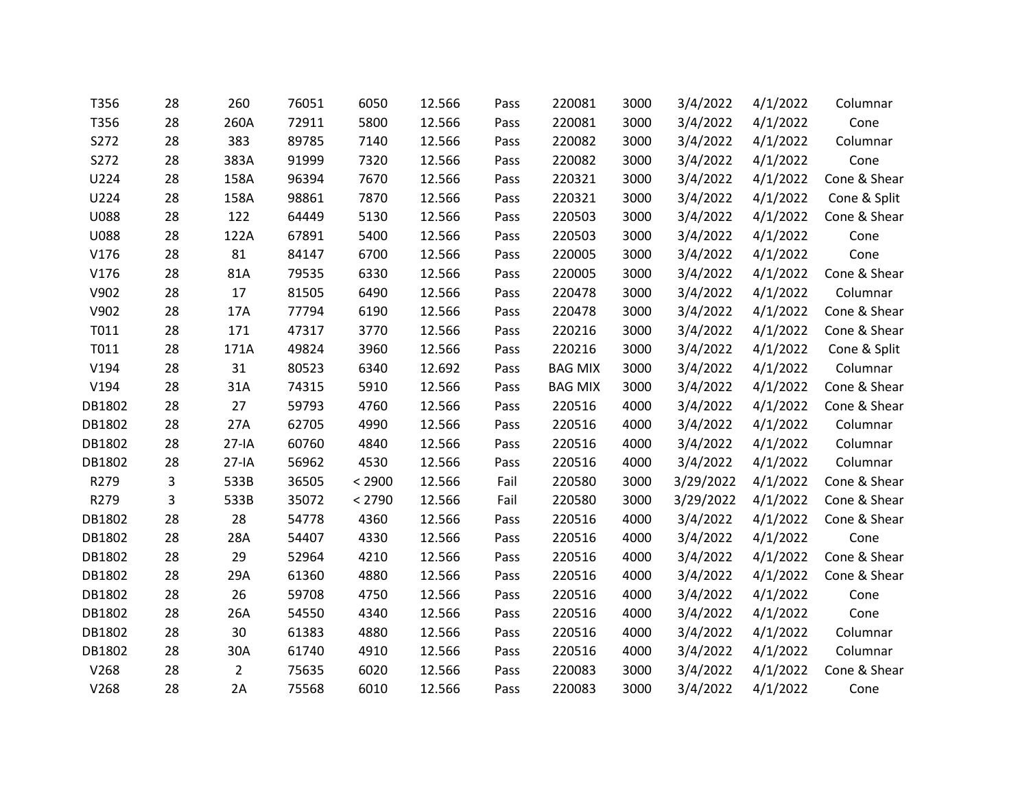| | | | | | | | | | | | |
|---|---|---|---|---|---|---|---|---|---|---|---|
| T356 | 28 | 260 | 76051 | 6050 | 12.566 | Pass | 220081 | 3000 | 3/4/2022 | 4/1/2022 | Columnar |
| T356 | 28 | 260A | 72911 | 5800 | 12.566 | Pass | 220081 | 3000 | 3/4/2022 | 4/1/2022 | Cone |
| S272 | 28 | 383 | 89785 | 7140 | 12.566 | Pass | 220082 | 3000 | 3/4/2022 | 4/1/2022 | Columnar |
| S272 | 28 | 383A | 91999 | 7320 | 12.566 | Pass | 220082 | 3000 | 3/4/2022 | 4/1/2022 | Cone |
| U224 | 28 | 158A | 96394 | 7670 | 12.566 | Pass | 220321 | 3000 | 3/4/2022 | 4/1/2022 | Cone & Shear |
| U224 | 28 | 158A | 98861 | 7870 | 12.566 | Pass | 220321 | 3000 | 3/4/2022 | 4/1/2022 | Cone & Split |
| U088 | 28 | 122 | 64449 | 5130 | 12.566 | Pass | 220503 | 3000 | 3/4/2022 | 4/1/2022 | Cone & Shear |
| U088 | 28 | 122A | 67891 | 5400 | 12.566 | Pass | 220503 | 3000 | 3/4/2022 | 4/1/2022 | Cone |
| V176 | 28 | 81 | 84147 | 6700 | 12.566 | Pass | 220005 | 3000 | 3/4/2022 | 4/1/2022 | Cone |
| V176 | 28 | 81A | 79535 | 6330 | 12.566 | Pass | 220005 | 3000 | 3/4/2022 | 4/1/2022 | Cone & Shear |
| V902 | 28 | 17 | 81505 | 6490 | 12.566 | Pass | 220478 | 3000 | 3/4/2022 | 4/1/2022 | Columnar |
| V902 | 28 | 17A | 77794 | 6190 | 12.566 | Pass | 220478 | 3000 | 3/4/2022 | 4/1/2022 | Cone & Shear |
| T011 | 28 | 171 | 47317 | 3770 | 12.566 | Pass | 220216 | 3000 | 3/4/2022 | 4/1/2022 | Cone & Shear |
| T011 | 28 | 171A | 49824 | 3960 | 12.566 | Pass | 220216 | 3000 | 3/4/2022 | 4/1/2022 | Cone & Split |
| V194 | 28 | 31 | 80523 | 6340 | 12.692 | Pass | BAG MIX | 3000 | 3/4/2022 | 4/1/2022 | Columnar |
| V194 | 28 | 31A | 74315 | 5910 | 12.566 | Pass | BAG MIX | 3000 | 3/4/2022 | 4/1/2022 | Cone & Shear |
| DB1802 | 28 | 27 | 59793 | 4760 | 12.566 | Pass | 220516 | 4000 | 3/4/2022 | 4/1/2022 | Cone & Shear |
| DB1802 | 28 | 27A | 62705 | 4990 | 12.566 | Pass | 220516 | 4000 | 3/4/2022 | 4/1/2022 | Columnar |
| DB1802 | 28 | 27-IA | 60760 | 4840 | 12.566 | Pass | 220516 | 4000 | 3/4/2022 | 4/1/2022 | Columnar |
| DB1802 | 28 | 27-IA | 56962 | 4530 | 12.566 | Pass | 220516 | 4000 | 3/4/2022 | 4/1/2022 | Columnar |
| R279 | 3 | 533B | 36505 | < 2900 | 12.566 | Fail | 220580 | 3000 | 3/29/2022 | 4/1/2022 | Cone & Shear |
| R279 | 3 | 533B | 35072 | < 2790 | 12.566 | Fail | 220580 | 3000 | 3/29/2022 | 4/1/2022 | Cone & Shear |
| DB1802 | 28 | 28 | 54778 | 4360 | 12.566 | Pass | 220516 | 4000 | 3/4/2022 | 4/1/2022 | Cone & Shear |
| DB1802 | 28 | 28A | 54407 | 4330 | 12.566 | Pass | 220516 | 4000 | 3/4/2022 | 4/1/2022 | Cone |
| DB1802 | 28 | 29 | 52964 | 4210 | 12.566 | Pass | 220516 | 4000 | 3/4/2022 | 4/1/2022 | Cone & Shear |
| DB1802 | 28 | 29A | 61360 | 4880 | 12.566 | Pass | 220516 | 4000 | 3/4/2022 | 4/1/2022 | Cone & Shear |
| DB1802 | 28 | 26 | 59708 | 4750 | 12.566 | Pass | 220516 | 4000 | 3/4/2022 | 4/1/2022 | Cone |
| DB1802 | 28 | 26A | 54550 | 4340 | 12.566 | Pass | 220516 | 4000 | 3/4/2022 | 4/1/2022 | Cone |
| DB1802 | 28 | 30 | 61383 | 4880 | 12.566 | Pass | 220516 | 4000 | 3/4/2022 | 4/1/2022 | Columnar |
| DB1802 | 28 | 30A | 61740 | 4910 | 12.566 | Pass | 220516 | 4000 | 3/4/2022 | 4/1/2022 | Columnar |
| V268 | 28 | 2 | 75635 | 6020 | 12.566 | Pass | 220083 | 3000 | 3/4/2022 | 4/1/2022 | Cone & Shear |
| V268 | 28 | 2A | 75568 | 6010 | 12.566 | Pass | 220083 | 3000 | 3/4/2022 | 4/1/2022 | Cone |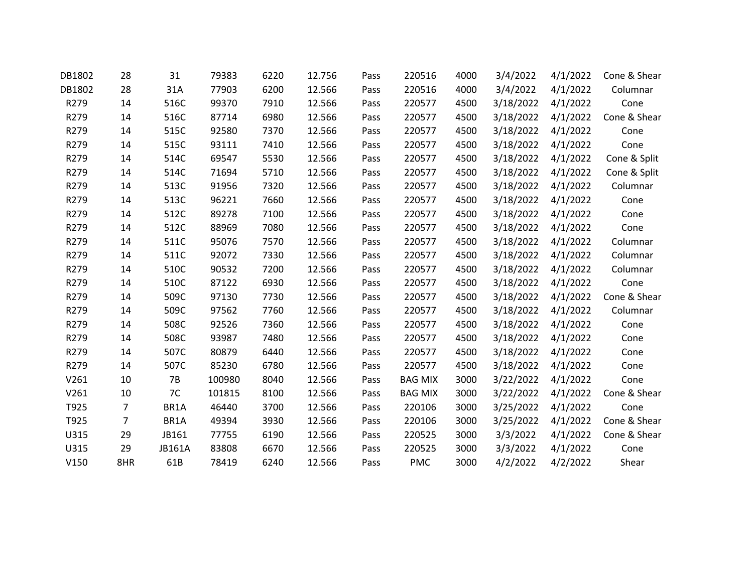| | | | | | | | | | | | |
|---|---|---|---|---|---|---|---|---|---|---|---|
| DB1802 | 28 | 31 | 79383 | 6220 | 12.756 | Pass | 220516 | 4000 | 3/4/2022 | 4/1/2022 | Cone & Shear |
| DB1802 | 28 | 31A | 77903 | 6200 | 12.566 | Pass | 220516 | 4000 | 3/4/2022 | 4/1/2022 | Columnar |
| R279 | 14 | 516C | 99370 | 7910 | 12.566 | Pass | 220577 | 4500 | 3/18/2022 | 4/1/2022 | Cone |
| R279 | 14 | 516C | 87714 | 6980 | 12.566 | Pass | 220577 | 4500 | 3/18/2022 | 4/1/2022 | Cone & Shear |
| R279 | 14 | 515C | 92580 | 7370 | 12.566 | Pass | 220577 | 4500 | 3/18/2022 | 4/1/2022 | Cone |
| R279 | 14 | 515C | 93111 | 7410 | 12.566 | Pass | 220577 | 4500 | 3/18/2022 | 4/1/2022 | Cone |
| R279 | 14 | 514C | 69547 | 5530 | 12.566 | Pass | 220577 | 4500 | 3/18/2022 | 4/1/2022 | Cone & Split |
| R279 | 14 | 514C | 71694 | 5710 | 12.566 | Pass | 220577 | 4500 | 3/18/2022 | 4/1/2022 | Cone & Split |
| R279 | 14 | 513C | 91956 | 7320 | 12.566 | Pass | 220577 | 4500 | 3/18/2022 | 4/1/2022 | Columnar |
| R279 | 14 | 513C | 96221 | 7660 | 12.566 | Pass | 220577 | 4500 | 3/18/2022 | 4/1/2022 | Cone |
| R279 | 14 | 512C | 89278 | 7100 | 12.566 | Pass | 220577 | 4500 | 3/18/2022 | 4/1/2022 | Cone |
| R279 | 14 | 512C | 88969 | 7080 | 12.566 | Pass | 220577 | 4500 | 3/18/2022 | 4/1/2022 | Cone |
| R279 | 14 | 511C | 95076 | 7570 | 12.566 | Pass | 220577 | 4500 | 3/18/2022 | 4/1/2022 | Columnar |
| R279 | 14 | 511C | 92072 | 7330 | 12.566 | Pass | 220577 | 4500 | 3/18/2022 | 4/1/2022 | Columnar |
| R279 | 14 | 510C | 90532 | 7200 | 12.566 | Pass | 220577 | 4500 | 3/18/2022 | 4/1/2022 | Columnar |
| R279 | 14 | 510C | 87122 | 6930 | 12.566 | Pass | 220577 | 4500 | 3/18/2022 | 4/1/2022 | Cone |
| R279 | 14 | 509C | 97130 | 7730 | 12.566 | Pass | 220577 | 4500 | 3/18/2022 | 4/1/2022 | Cone & Shear |
| R279 | 14 | 509C | 97562 | 7760 | 12.566 | Pass | 220577 | 4500 | 3/18/2022 | 4/1/2022 | Columnar |
| R279 | 14 | 508C | 92526 | 7360 | 12.566 | Pass | 220577 | 4500 | 3/18/2022 | 4/1/2022 | Cone |
| R279 | 14 | 508C | 93987 | 7480 | 12.566 | Pass | 220577 | 4500 | 3/18/2022 | 4/1/2022 | Cone |
| R279 | 14 | 507C | 80879 | 6440 | 12.566 | Pass | 220577 | 4500 | 3/18/2022 | 4/1/2022 | Cone |
| R279 | 14 | 507C | 85230 | 6780 | 12.566 | Pass | 220577 | 4500 | 3/18/2022 | 4/1/2022 | Cone |
| V261 | 10 | 7B | 100980 | 8040 | 12.566 | Pass | BAG MIX | 3000 | 3/22/2022 | 4/1/2022 | Cone |
| V261 | 10 | 7C | 101815 | 8100 | 12.566 | Pass | BAG MIX | 3000 | 3/22/2022 | 4/1/2022 | Cone & Shear |
| T925 | 7 | BR1A | 46440 | 3700 | 12.566 | Pass | 220106 | 3000 | 3/25/2022 | 4/1/2022 | Cone |
| T925 | 7 | BR1A | 49394 | 3930 | 12.566 | Pass | 220106 | 3000 | 3/25/2022 | 4/1/2022 | Cone & Shear |
| U315 | 29 | JB161 | 77755 | 6190 | 12.566 | Pass | 220525 | 3000 | 3/3/2022 | 4/1/2022 | Cone & Shear |
| U315 | 29 | JB161A | 83808 | 6670 | 12.566 | Pass | 220525 | 3000 | 3/3/2022 | 4/1/2022 | Cone |
| V150 | 8HR | 61B | 78419 | 6240 | 12.566 | Pass | PMC | 3000 | 4/2/2022 | 4/2/2022 | Shear |